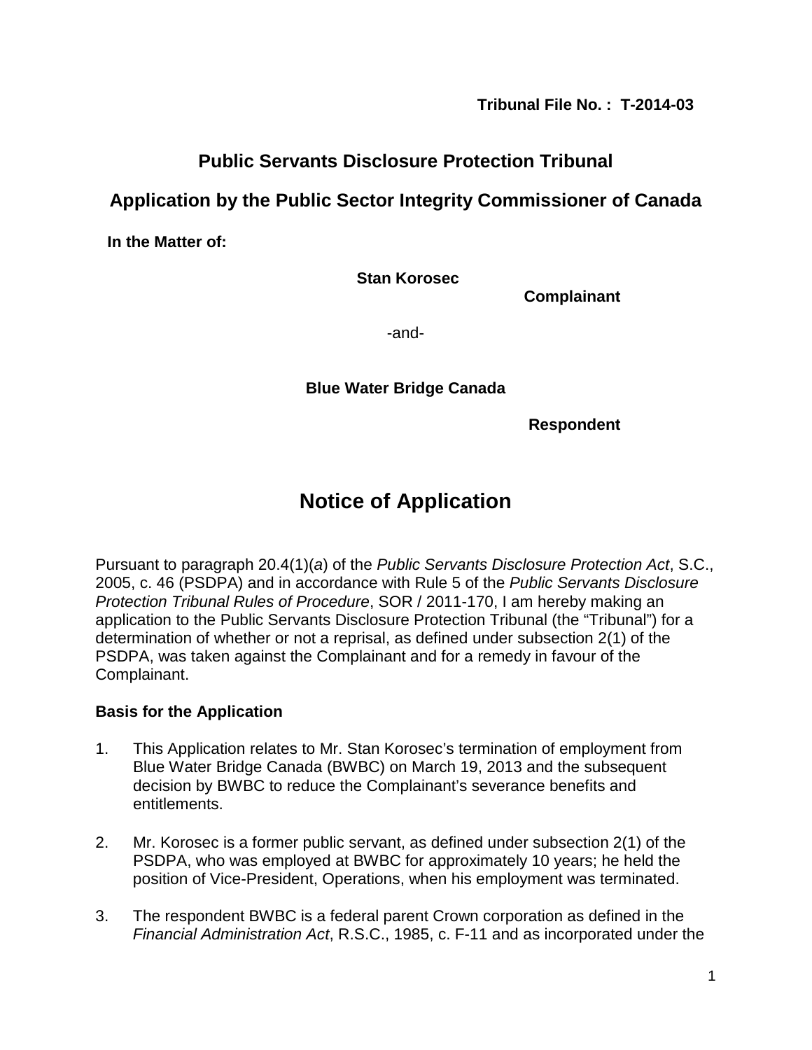**Tribunal File No. : T-2014-03**

## Public Servants Disclosure Protection Tribunal

## Application by the Public Sector Integrity Commissioner of Canada

**In the Matter of:**

**Stan Korosec**

**Complainant**

-and-

**Blue Water Bridge Canada**

**Respondent**

# Notice of Application

Pursuant to paragraph 20.4(1)(*a*) of the *Public Servants Disclosure Protection Act*, S.C., 2005, c. 46 (PSDPA) and in accordance with Rule 5 of the *Public Servants Disclosure Protection Tribunal Rules of Procedure*, SOR / 2011-170, I am hereby making an application to the Public Servants Disclosure Protection Tribunal (the "Tribunal") for a determination of whether or not a reprisal, as defined under subsection 2(1) of the PSDPA, was taken against the Complainant and for a remedy in favour of the Complainant.

### Basis for the Application

1. This Application relates to Mr. Stan Korosec's termination of employment from Blue Water Bridge Canada (BWBC) on March 19, 2013 and the subsequent decision by BWBC to reduce the Complainant's severance benefits and entitlements.

2. Mr. Korosec is a former public servant, as defined under subsection 2(1) of the PSDPA, who was employed at BWBC for approximately 10 years; he held the position of Vice-President, Operations, when his employment was terminated.

3. The respondent BWBC is a federal parent Crown corporation as defined in the *Financial Administration Act*, R.S.C., 1985, c. F-11 and as incorporated under the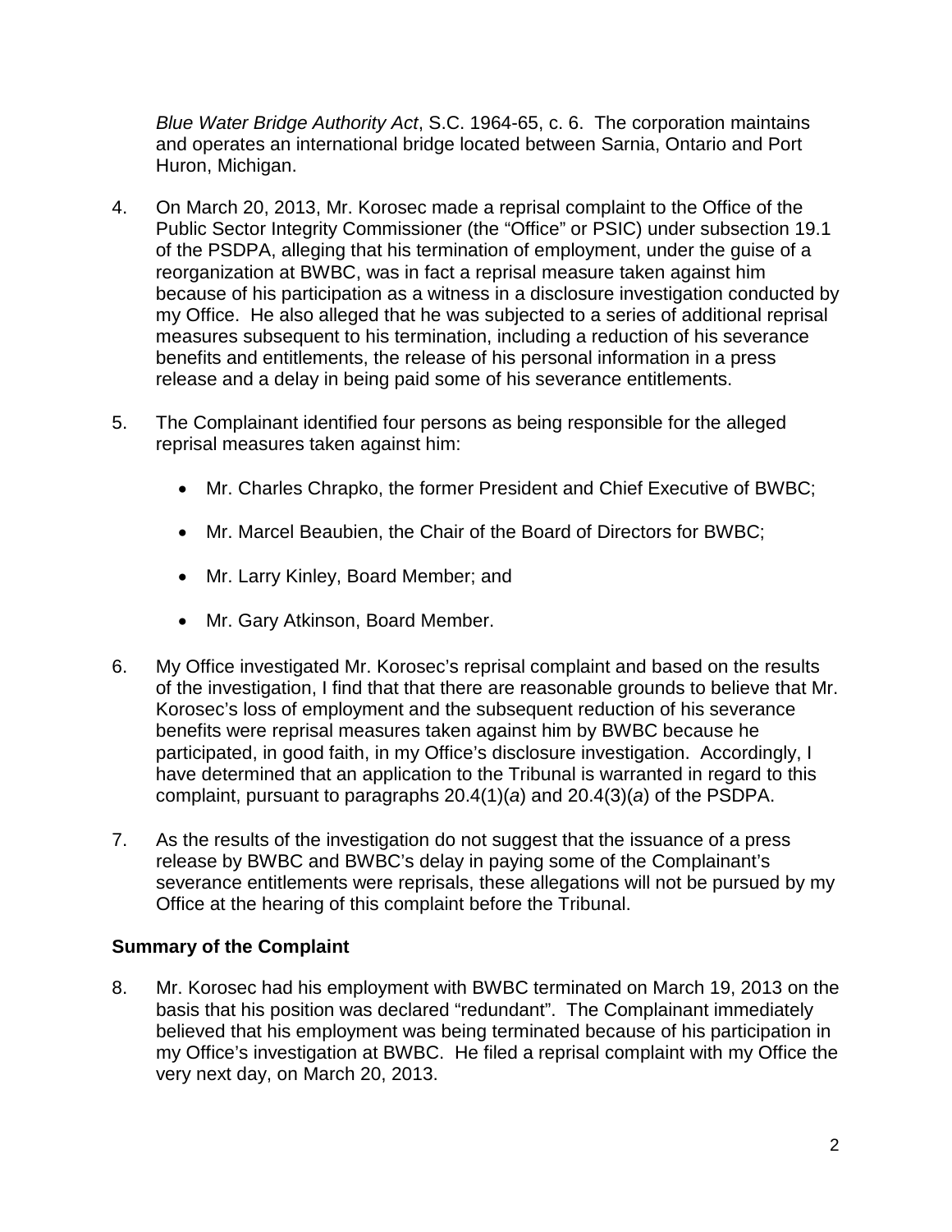*Blue Water Bridge Authority Act*, S.C. 1964-65, c. 6. The corporation maintains and operates an international bridge located between Sarnia, Ontario and Port Huron, Michigan.

4. On March 20, 2013, Mr. Korosec made a reprisal complaint to the Office of the Public Sector Integrity Commissioner (the "Office" or PSIC) under subsection 19.1 of the PSDPA, alleging that his termination of employment, under the guise of a reorganization at BWBC, was in fact a reprisal measure taken against him because of his participation as a witness in a disclosure investigation conducted by my Office. He also alleged that he was subjected to a series of additional reprisal measures subsequent to his termination, including a reduction of his severance benefits and entitlements, the release of his personal information in a press release and a delay in being paid some of his severance entitlements.

5. The Complainant identified four persons as being responsible for the alleged reprisal measures taken against him:

   - Mr. Charles Chrapko, the former President and Chief Executive of BWBC;
   - Mr. Marcel Beaubien, the Chair of the Board of Directors for BWBC;
   - Mr. Larry Kinley, Board Member; and
   - Mr. Gary Atkinson, Board Member.

6. My Office investigated Mr. Korosec's reprisal complaint and based on the results of the investigation, I find that that there are reasonable grounds to believe that Mr. Korosec's loss of employment and the subsequent reduction of his severance benefits were reprisal measures taken against him by BWBC because he participated, in good faith, in my Office's disclosure investigation. Accordingly, I have determined that an application to the Tribunal is warranted in regard to this complaint, pursuant to paragraphs 20.4(1)(*a*) and 20.4(3)(*a*) of the PSDPA.

7. As the results of the investigation do not suggest that the issuance of a press release by BWBC and BWBC's delay in paying some of the Complainant's severance entitlements were reprisals, these allegations will not be pursued by my Office at the hearing of this complaint before the Tribunal.

**Summary of the Complaint**

8. Mr. Korosec had his employment with BWBC terminated on March 19, 2013 on the basis that his position was declared "redundant". The Complainant immediately believed that his employment was being terminated because of his participation in my Office's investigation at BWBC. He filed a reprisal complaint with my Office the very next day, on March 20, 2013.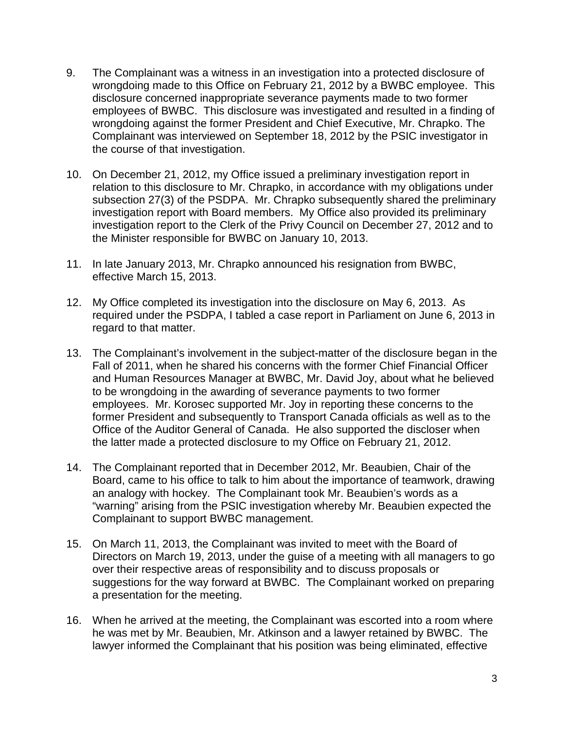9. The Complainant was a witness in an investigation into a protected disclosure of wrongdoing made to this Office on February 21, 2012 by a BWBC employee. This disclosure concerned inappropriate severance payments made to two former employees of BWBC. This disclosure was investigated and resulted in a finding of wrongdoing against the former President and Chief Executive, Mr. Chrapko. The Complainant was interviewed on September 18, 2012 by the PSIC investigator in the course of that investigation.

10. On December 21, 2012, my Office issued a preliminary investigation report in relation to this disclosure to Mr. Chrapko, in accordance with my obligations under subsection 27(3) of the PSDPA. Mr. Chrapko subsequently shared the preliminary investigation report with Board members. My Office also provided its preliminary investigation report to the Clerk of the Privy Council on December 27, 2012 and to the Minister responsible for BWBC on January 10, 2013.

11. In late January 2013, Mr. Chrapko announced his resignation from BWBC, effective March 15, 2013.

12. My Office completed its investigation into the disclosure on May 6, 2013. As required under the PSDPA, I tabled a case report in Parliament on June 6, 2013 in regard to that matter.

13. The Complainant's involvement in the subject-matter of the disclosure began in the Fall of 2011, when he shared his concerns with the former Chief Financial Officer and Human Resources Manager at BWBC, Mr. David Joy, about what he believed to be wrongdoing in the awarding of severance payments to two former employees. Mr. Korosec supported Mr. Joy in reporting these concerns to the former President and subsequently to Transport Canada officials as well as to the Office of the Auditor General of Canada. He also supported the discloser when the latter made a protected disclosure to my Office on February 21, 2012.

14. The Complainant reported that in December 2012, Mr. Beaubien, Chair of the Board, came to his office to talk to him about the importance of teamwork, drawing an analogy with hockey. The Complainant took Mr. Beaubien's words as a "warning" arising from the PSIC investigation whereby Mr. Beaubien expected the Complainant to support BWBC management.

15. On March 11, 2013, the Complainant was invited to meet with the Board of Directors on March 19, 2013, under the guise of a meeting with all managers to go over their respective areas of responsibility and to discuss proposals or suggestions for the way forward at BWBC. The Complainant worked on preparing a presentation for the meeting.

16. When he arrived at the meeting, the Complainant was escorted into a room where he was met by Mr. Beaubien, Mr. Atkinson and a lawyer retained by BWBC. The lawyer informed the Complainant that his position was being eliminated, effective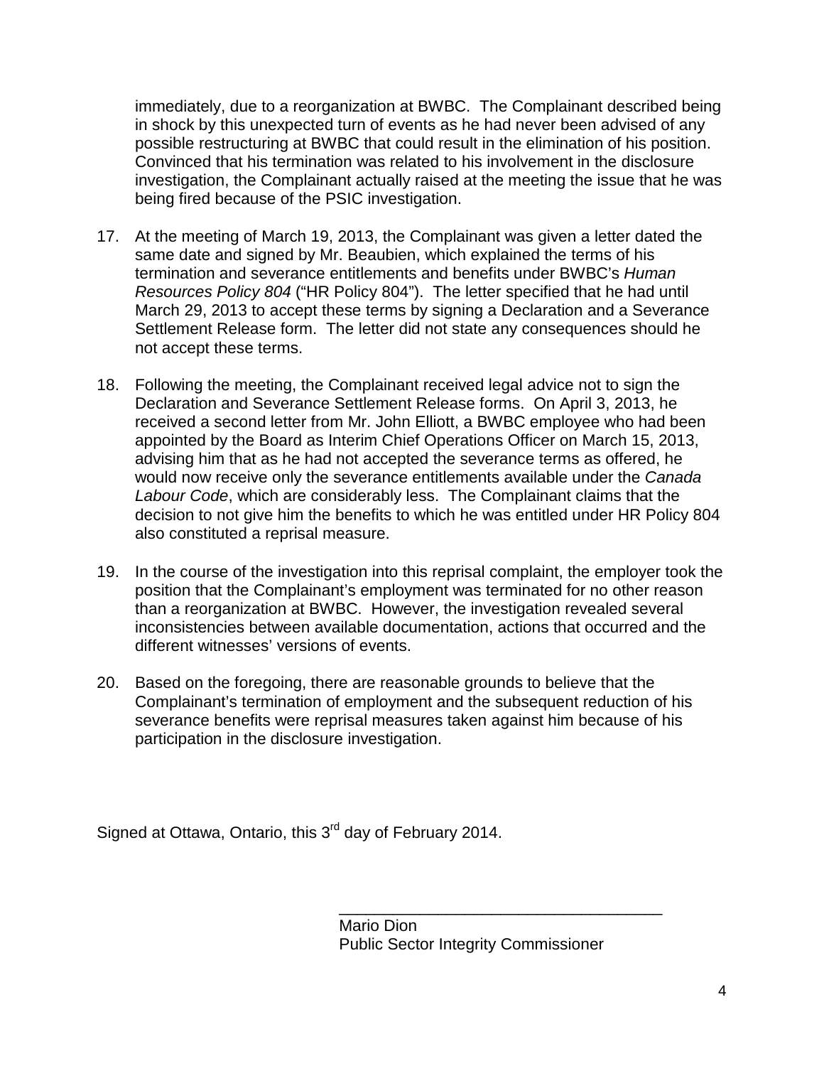immediately, due to a reorganization at BWBC. The Complainant described being in shock by this unexpected turn of events as he had never been advised of any possible restructuring at BWBC that could result in the elimination of his position. Convinced that his termination was related to his involvement in the disclosure investigation, the Complainant actually raised at the meeting the issue that he was being fired because of the PSIC investigation.

17. At the meeting of March 19, 2013, the Complainant was given a letter dated the same date and signed by Mr. Beaubien, which explained the terms of his termination and severance entitlements and benefits under BWBC's *Human Resources Policy 804* ("HR Policy 804"). The letter specified that he had until March 29, 2013 to accept these terms by signing a Declaration and a Severance Settlement Release form. The letter did not state any consequences should he not accept these terms.

18. Following the meeting, the Complainant received legal advice not to sign the Declaration and Severance Settlement Release forms. On April 3, 2013, he received a second letter from Mr. John Elliott, a BWBC employee who had been appointed by the Board as Interim Chief Operations Officer on March 15, 2013, advising him that as he had not accepted the severance terms as offered, he would now receive only the severance entitlements available under the *Canada Labour Code*, which are considerably less. The Complainant claims that the decision to not give him the benefits to which he was entitled under HR Policy 804 also constituted a reprisal measure.

19. In the course of the investigation into this reprisal complaint, the employer took the position that the Complainant's employment was terminated for no other reason than a reorganization at BWBC. However, the investigation revealed several inconsistencies between available documentation, actions that occurred and the different witnesses' versions of events.

20. Based on the foregoing, there are reasonable grounds to believe that the Complainant's termination of employment and the subsequent reduction of his severance benefits were reprisal measures taken against him because of his participation in the disclosure investigation.

Signed at Ottawa, Ontario, this 3rd day of February 2014.

\_\_\_\_\_\_\_\_\_\_\_\_\_\_\_\_\_\_\_\_\_\_\_\_\_\_\_\_\_\_\_\_\_\_\_\_

Mario Dion
Public Sector Integrity Commissioner